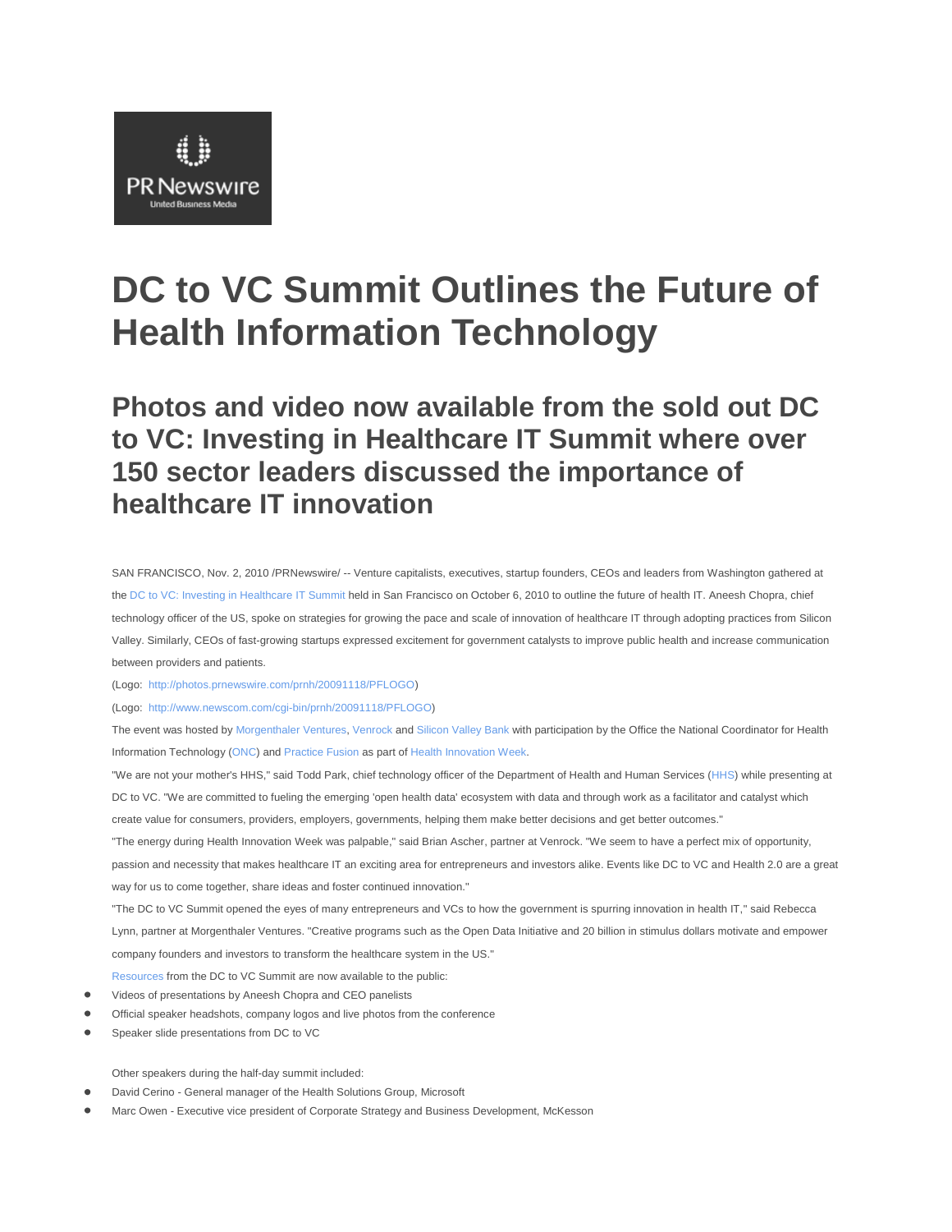# DC to VC Summit Outlines the Future of Health Information Technology

## Photos and video now available from the sold out DC to VC: Investing in Healthcare IT Summit where over 150 sector leaders discussed the importance of healthcare IT innovation

SAN FRANCISCO, Nov. 2, 2010 /PRNewswire/ -- Venture capitalists, executives, startup founders, CEOs and leaders from Washington gathered at the DC to VC: Investing in Healthcare IT Summit held in San Francisco on October 6, 2010 to outline the future of health IT. Aneesh Chopra, chief technology officer of the US, spoke on strategies for growing the pace and scale of innovation of healthcare IT through adopting practices from Silicon Valley. Similarly, CEOs of fast-growing startups expressed excitement for government catalysts to improve public health and increase communication between providers and patients.

(Logo: http://photos.prnewswire.com/prnh/20091118/PFLOGO)

(Logo: http://www.newscom.com/cgi-bin/prnh/20091118/PFLOGO)

The event was hosted by Morgenthaler Ventures, Venrock and Silicon Valley Bank with participation by the Office the National Coordinator for Health Information Technology (ONC) and Practice Fusion as part of Health Innovation Week.

"We are not your mother's HHS," said Todd Park, chief technology officer of the Department of Health and Human Services (HHS) while presenting at DC to VC. "We are committed to fueling the emerging 'open health data' ecosystem with data and through work as a facilitator and catalyst which create value for consumers, providers, employers, governments, helping them make better decisions and get better outcomes."

"The energy during Health Innovation Week was palpable," said Brian Ascher, partner at Venrock. "We seem to have a perfect mix of opportunity, passion and necessity that makes healthcare IT an exciting area for entrepreneurs and investors alike. Events like DC to VC and Health 2.0 are a great way for us to come together, share ideas and foster continued innovation."

"The DC to VC Summit opened the eyes of many entrepreneurs and VCs to how the government is spurring innovation in health IT," said Rebecca Lynn, partner at Morgenthaler Ventures. "Creative programs such as the Open Data Initiative and 20 billion in stimulus dollars motivate and empower company founders and investors to transform the healthcare system in the US."

Resources from the DC to VC Summit are now available to the public:

- Videos of presentations by Aneesh Chopra and CEO panelists
- Official speaker headshots, company logos and live photos from the conference
- Speaker slide presentations from DC to VC

Other speakers during the half-day summit included:

- David Cerino - General manager of the Health Solutions Group, Microsoft
- Marc Owen - Executive vice president of Corporate Strategy and Business Development, McKesson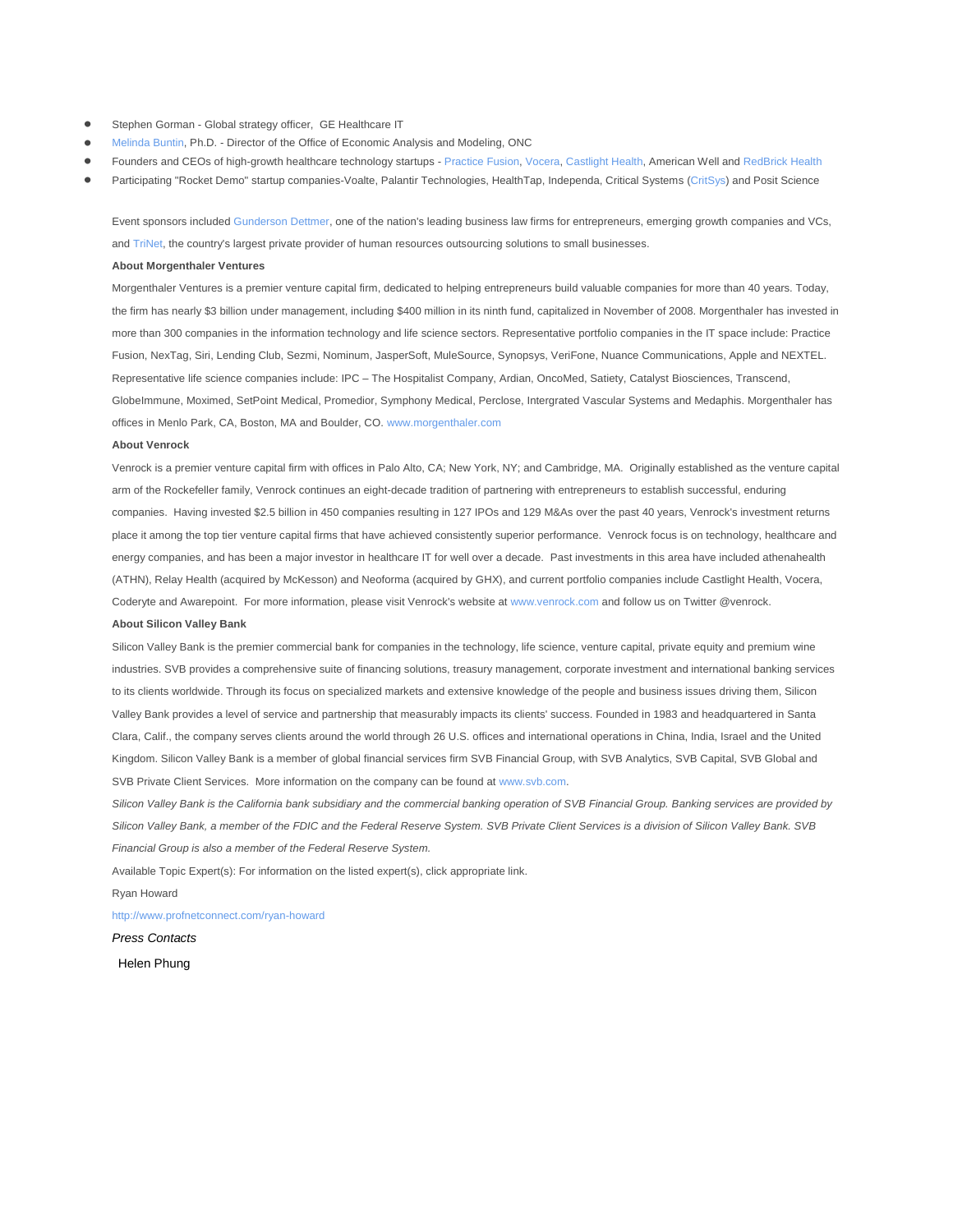- Stephen Gorman - Global strategy officer, GE Healthcare IT
- Melinda Buntin, Ph.D. - Director of the Office of Economic Analysis and Modeling, ONC
- Founders and CEOs of high-growth healthcare technology startups - Practice Fusion, Vocera, Castlight Health, American Well and RedBrick Health
- Participating "Rocket Demo" startup companies-Voalte, Palantir Technologies, HealthTap, Independa, Critical Systems (CritSys) and Posit Science

Event sponsors included Gunderson Dettmer, one of the nation's leading business law firms for entrepreneurs, emerging growth companies and VCs, and TriNet, the country's largest private provider of human resources outsourcing solutions to small businesses.

**About Morgenthaler Ventures**

Morgenthaler Ventures is a premier venture capital firm, dedicated to helping entrepreneurs build valuable companies for more than 40 years. Today, the firm has nearly $3 billion under management, including $400 million in its ninth fund, capitalized in November of 2008. Morgenthaler has invested in more than 300 companies in the information technology and life science sectors. Representative portfolio companies in the IT space include: Practice Fusion, NexTag, Siri, Lending Club, Sezmi, Nominum, JasperSoft, MuleSource, Synopsys, VeriFone, Nuance Communications, Apple and NEXTEL. Representative life science companies include: IPC – The Hospitalist Company, Ardian, OncoMed, Satiety, Catalyst Biosciences, Transcend, GlobeImmune, Moximed, SetPoint Medical, Promedior, Symphony Medical, Perclose, Intergrated Vascular Systems and Medaphis. Morgenthaler has offices in Menlo Park, CA, Boston, MA and Boulder, CO. www.morgenthaler.com

**About Venrock**

Venrock is a premier venture capital firm with offices in Palo Alto, CA; New York, NY; and Cambridge, MA. Originally established as the venture capital arm of the Rockefeller family, Venrock continues an eight-decade tradition of partnering with entrepreneurs to establish successful, enduring companies. Having invested $2.5 billion in 450 companies resulting in 127 IPOs and 129 M&As over the past 40 years, Venrock's investment returns place it among the top tier venture capital firms that have achieved consistently superior performance. Venrock focus is on technology, healthcare and energy companies, and has been a major investor in healthcare IT for well over a decade. Past investments in this area have included athenahealth (ATHN), Relay Health (acquired by McKesson) and Neoforma (acquired by GHX), and current portfolio companies include Castlight Health, Vocera, Coderyte and Awarepoint. For more information, please visit Venrock's website at www.venrock.com and follow us on Twitter @venrock.

**About Silicon Valley Bank**

Silicon Valley Bank is the premier commercial bank for companies in the technology, life science, venture capital, private equity and premium wine industries. SVB provides a comprehensive suite of financing solutions, treasury management, corporate investment and international banking services to its clients worldwide. Through its focus on specialized markets and extensive knowledge of the people and business issues driving them, Silicon Valley Bank provides a level of service and partnership that measurably impacts its clients' success. Founded in 1983 and headquartered in Santa Clara, Calif., the company serves clients around the world through 26 U.S. offices and international operations in China, India, Israel and the United Kingdom. Silicon Valley Bank is a member of global financial services firm SVB Financial Group, with SVB Analytics, SVB Capital, SVB Global and SVB Private Client Services. More information on the company can be found at www.svb.com.

*Silicon Valley Bank is the California bank subsidiary and the commercial banking operation of SVB Financial Group. Banking services are provided by Silicon Valley Bank, a member of the FDIC and the Federal Reserve System. SVB Private Client Services is a division of Silicon Valley Bank. SVB Financial Group is also a member of the Federal Reserve System.*

Available Topic Expert(s): For information on the listed expert(s), click appropriate link.

Ryan Howard

http://www.profnetconnect.com/ryan-howard

*Press Contacts*

Helen Phung